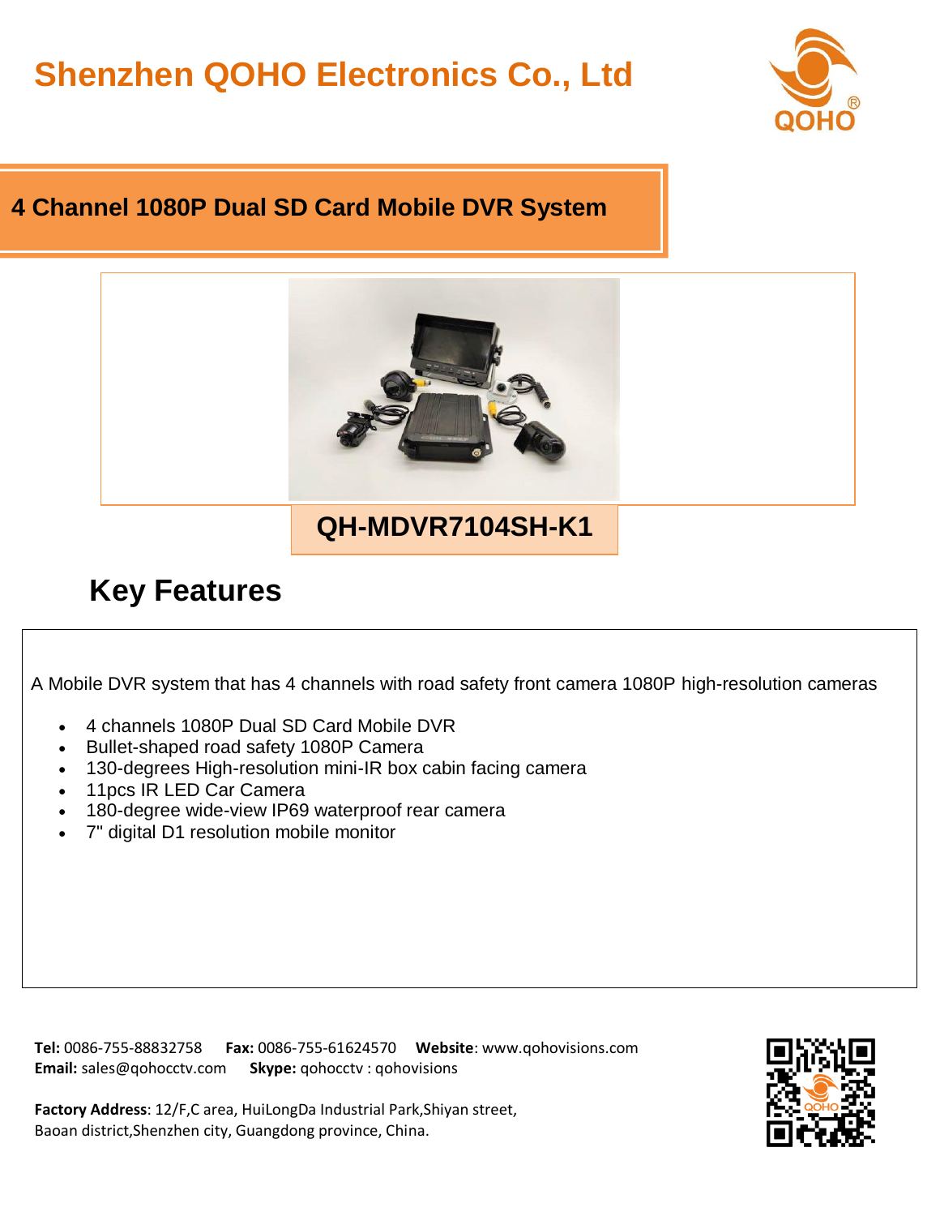# Shenzhen QOHO Electronics Co., Ltd

## 4 Channel 1080P Dual SD Card Mobile DVR System

**QH-MDVR7104SH-K1**

## Key Features

A Mobile DVR system that has 4 channels with road safety front camera 1080P high-resolution cameras

- 4 channels 1080P Dual SD Card Mobile DVR
- Bullet-shaped road safety 1080P Camera
- 130-degrees High-resolution mini-IR box cabin facing camera
- 11pcs IR LED Car Camera
- 180-degree wide-view IP69 waterproof rear camera
- 7" digital D1 resolution mobile monitor

**Tel:** 0086-755-88832758 **Fax:** 0086-755-61624570 **Website**: www.qohovisions.com
**Email:** sales@qohocctv.com **Skype:** qohocctv : qohovisions

**Factory Address**: 12/F,C area, HuiLongDa Industrial Park,Shiyan street, Baoan district,Shenzhen city, Guangdong province, China.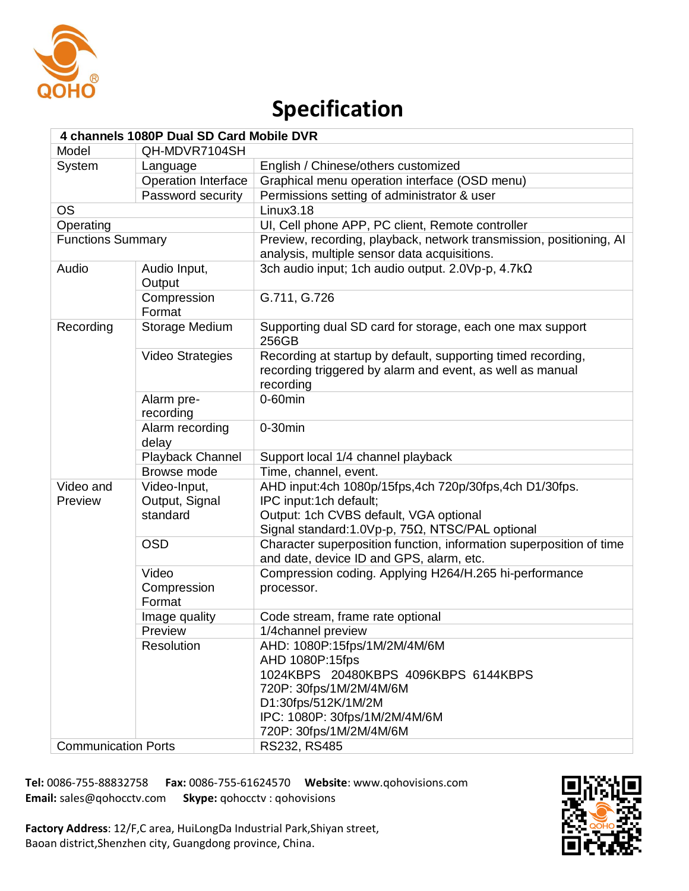# Specification

| 4 channels 1080P Dual SD Card Mobile DVR | | |
|---|---|---|
| Model | QH-MDVR7104SH | |
| System | Language | English / Chinese/others customized |
| | Operation Interface | Graphical menu operation interface (OSD menu) |
| | Password security | Permissions setting of administrator & user |
| OS | | Linux3.18 |
| Operating | | UI, Cell phone APP, PC client, Remote controller |
| Functions Summary | | Preview, recording, playback, network transmission, positioning, AI analysis, multiple sensor data acquisitions. |
| Audio | Audio Input, Output | 3ch audio input; 1ch audio output. 2.0Vp-p, 4.7kΩ |
| | Compression Format | G.711, G.726 |
| Recording | Storage Medium | Supporting dual SD card for storage, each one max support 256GB |
| | Video Strategies | Recording at startup by default, supporting timed recording, recording triggered by alarm and event, as well as manual recording |
| | Alarm pre-recording | 0-60min |
| | Alarm recording delay | 0-30min |
| | Playback Channel | Support local 1/4 channel playback |
| | Browse mode | Time, channel, event. |
| Video and Preview | Video-Input, Output, Signal standard | AHD input:4ch 1080p/15fps,4ch 720p/30fps,4ch D1/30fps.<br>IPC input:1ch default;<br>Output: 1ch CVBS default, VGA optional<br>Signal standard:1.0Vp-p, 75Ω, NTSC/PAL optional |
| | OSD | Character superposition function, information superposition of time and date, device ID and GPS, alarm, etc. |
| | Video Compression Format | Compression coding. Applying H264/H.265 hi-performance processor. |
| | Image quality | Code stream, frame rate optional |
| | Preview | 1/4channel preview |
| | Resolution | AHD: 1080P:15fps/1M/2M/4M/6M<br>AHD 1080P:15fps<br>1024KBPS 20480KBPS 4096KBPS 6144KBPS<br>720P: 30fps/1M/2M/4M/6M<br>D1:30fps/512K/1M/2M<br>IPC: 1080P: 30fps/1M/2M/4M/6M<br>720P: 30fps/1M/2M/4M/6M |
| Communication Ports | | RS232, RS485 |

**Tel:** 0086-755-88832758 **Fax:** 0086-755-61624570 **Website**: www.qohovisions.com
**Email:** sales@qohocctv.com **Skype:** qohocctv : qohovisions

**Factory Address**: 12/F,C area, HuiLongDa Industrial Park,Shiyan street, Baoan district,Shenzhen city, Guangdong province, China.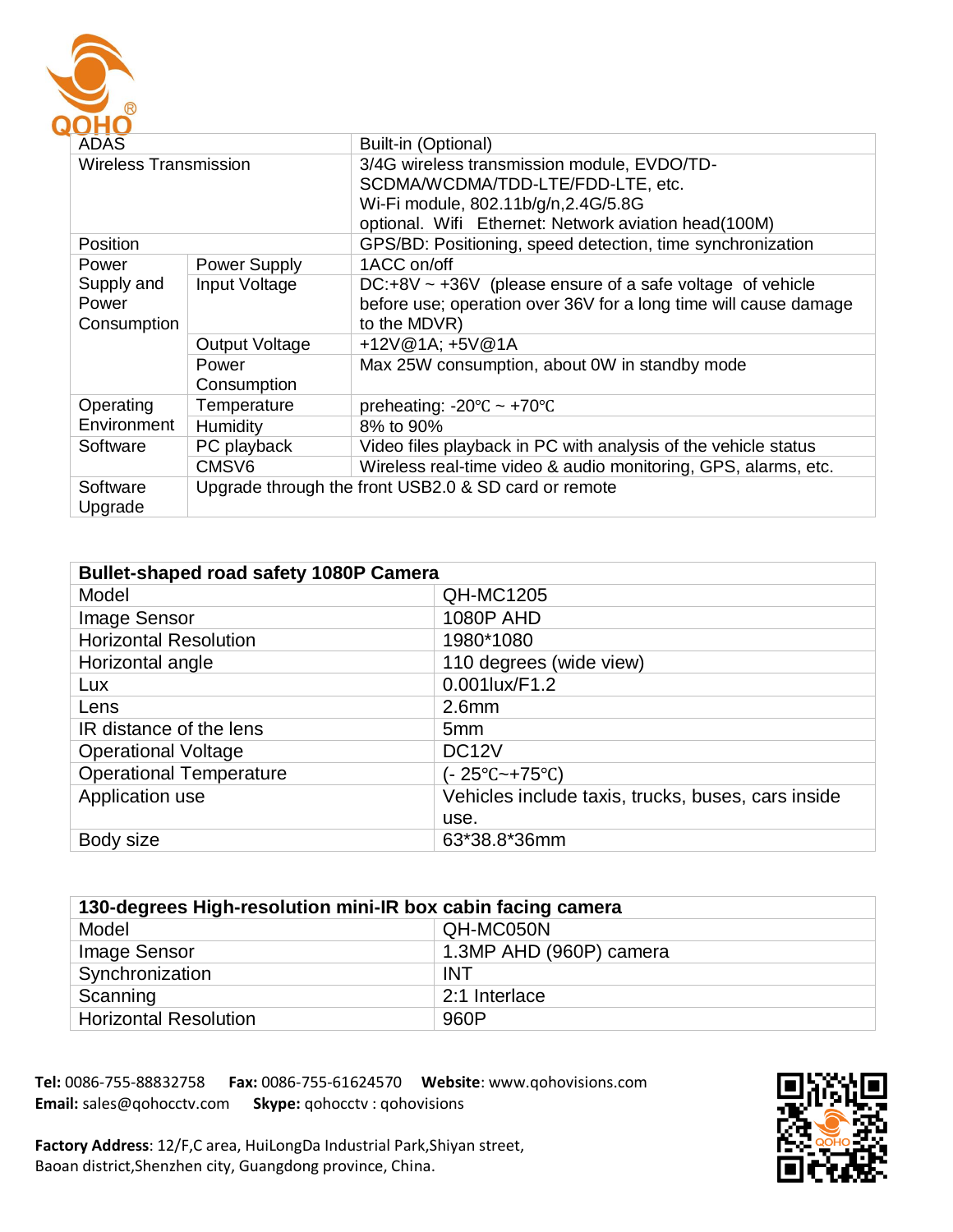| ADAS | | Built-in (Optional) |
|---|---|---|
| Wireless Transmission | | 3/4G wireless transmission module, EVDO/TD-SCDMA/WCDMA/TDD-LTE/FDD-LTE, etc.<br>Wi-Fi module, 802.11b/g/n,2.4G/5.8G<br>optional. Wifi Ethernet: Network aviation head(100M) |
| Position | | GPS/BD: Positioning, speed detection, time synchronization |
| Power Supply and Power Consumption | Power Supply | 1ACC on/off |
| | Input Voltage | DC:+8V ~ +36V (please ensure of a safe voltage of vehicle before use; operation over 36V for a long time will cause damage to the MDVR) |
| | Output Voltage | +12V@1A; +5V@1A |
| | Power Consumption | Max 25W consumption, about 0W in standby mode |
| Operating Environment | Temperature | preheating: -20℃ ~ +70℃ |
| | Humidity | 8% to 90% |
| Software | PC playback | Video files playback in PC with analysis of the vehicle status |
| | CMSV6 | Wireless real-time video & audio monitoring, GPS, alarms, etc. |
| Software Upgrade | Upgrade through the front USB2.0 & SD card or remote | |

| **Bullet-shaped road safety 1080P Camera** | |
|---|---|
| Model | QH-MC1205 |
| Image Sensor | 1080P AHD |
| Horizontal Resolution | 1980*1080 |
| Horizontal angle | 110 degrees (wide view) |
| Lux | 0.001lux/F1.2 |
| Lens | 2.6mm |
| IR distance of the lens | 5mm |
| Operational Voltage | DC12V |
| Operational Temperature | (- 25℃~+75℃) |
| Application use | Vehicles include taxis, trucks, buses, cars inside use. |
| Body size | 63*38.8*36mm |

| **130-degrees High-resolution mini-IR box cabin facing camera** | |
|---|---|
| Model | QH-MC050N |
| Image Sensor | 1.3MP AHD (960P) camera |
| Synchronization | INT |
| Scanning | 2:1 Interlace |
| Horizontal Resolution | 960P |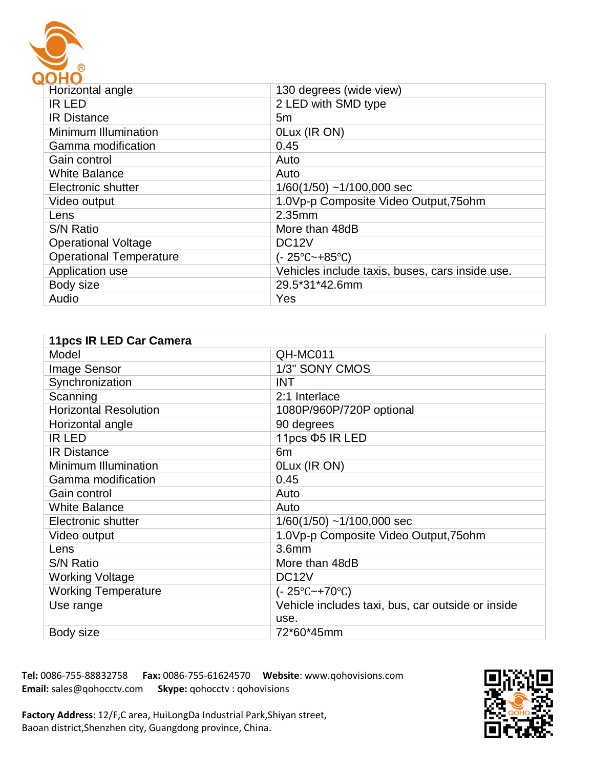| | |
|---|---|
| Horizontal angle | 130 degrees (wide view) |
| IR LED | 2 LED with SMD type |
| IR Distance | 5m |
| Minimum Illumination | 0Lux (IR ON) |
| Gamma modification | 0.45 |
| Gain control | Auto |
| White Balance | Auto |
| Electronic shutter | 1/60(1/50) ~1/100,000 sec |
| Video output | 1.0Vp-p Composite Video Output,75ohm |
| Lens | 2.35mm |
| S/N Ratio | More than 48dB |
| Operational Voltage | DC12V |
| Operational Temperature | (- 25℃~+85℃) |
| Application use | Vehicles include taxis, buses, cars inside use. |
| Body size | 29.5*31*42.6mm |
| Audio | Yes |

| **11pcs IR LED Car Camera** | |
|---|---|
| Model | QH-MC011 |
| Image Sensor | 1/3" SONY CMOS |
| Synchronization | INT |
| Scanning | 2:1 Interlace |
| Horizontal Resolution | 1080P/960P/720P optional |
| Horizontal angle | 90 degrees |
| IR LED | 11pcs Φ5 IR LED |
| IR Distance | 6m |
| Minimum Illumination | 0Lux (IR ON) |
| Gamma modification | 0.45 |
| Gain control | Auto |
| White Balance | Auto |
| Electronic shutter | 1/60(1/50) ~1/100,000 sec |
| Video output | 1.0Vp-p Composite Video Output,75ohm |
| Lens | 3.6mm |
| S/N Ratio | More than 48dB |
| Working Voltage | DC12V |
| Working Temperature | (- 25℃~+70℃) |
| Use range | Vehicle includes taxi, bus, car outside or inside use. |
| Body size | 72*60*45mm |

**Tel:** 0086-755-88832758 **Fax:** 0086-755-61624570 **Website**: www.qohovisions.com
**Email:** sales@qohocctv.com **Skype:** qohocctv : qohovisions

**Factory Address**: 12/F,C area, HuiLongDa Industrial Park,Shiyan street, Baoan district,Shenzhen city, Guangdong province, China.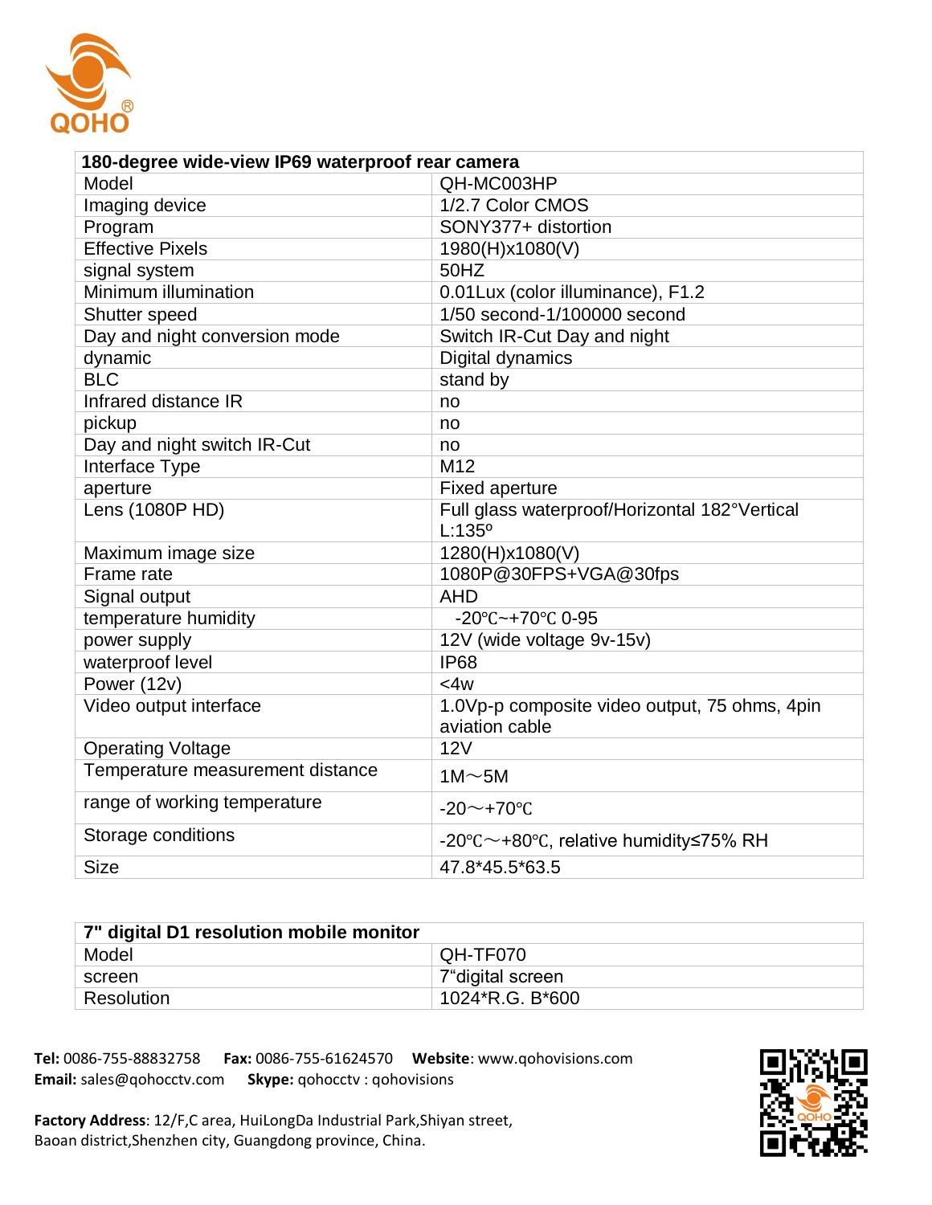| 180-degree wide-view IP69 waterproof rear camera | |
|---|---|
| Model | QH-MC003HP |
| Imaging device | 1/2.7 Color CMOS |
| Program | SONY377+ distortion |
| Effective Pixels | 1980(H)x1080(V) |
| signal system | 50HZ |
| Minimum illumination | 0.01Lux (color illuminance), F1.2 |
| Shutter speed | 1/50 second-1/100000 second |
| Day and night conversion mode | Switch IR-Cut Day and night |
| dynamic | Digital dynamics |
| BLC | stand by |
| Infrared distance IR | no |
| pickup | no |
| Day and night switch IR-Cut | no |
| Interface Type | M12 |
| aperture | Fixed aperture |
| Lens (1080P HD) | Full glass waterproof/Horizontal 182°Vertical L:135° |
| Maximum image size | 1280(H)x1080(V) |
| Frame rate | 1080P@30FPS+VGA@30fps |
| Signal output | AHD |
| temperature humidity | -20℃~+70℃ 0-95 |
| power supply | 12V (wide voltage 9v-15v) |
| waterproof level | IP68 |
| Power (12v) | <4w |
| Video output interface | 1.0Vp-p composite video output, 75 ohms, 4pin aviation cable |
| Operating Voltage | 12V |
| Temperature measurement distance | 1M～5M |
| range of working temperature | -20～+70℃ |
| Storage conditions | -20℃～+80℃, relative humidity≤75% RH |
| Size | 47.8*45.5*63.5 |

| 7" digital D1 resolution mobile monitor | |
|---|---|
| Model | QH-TF070 |
| screen | 7"digital screen |
| Resolution | 1024*R.G. B*600 |

**Tel:** 0086-755-88832758 **Fax:** 0086-755-61624570 **Website**: www.qohovisions.com
**Email:** sales@qohocctv.com **Skype:** qohocctv : qohovisions

**Factory Address**: 12/F,C area, HuiLongDa Industrial Park,Shiyan street, Baoan district,Shenzhen city, Guangdong province, China.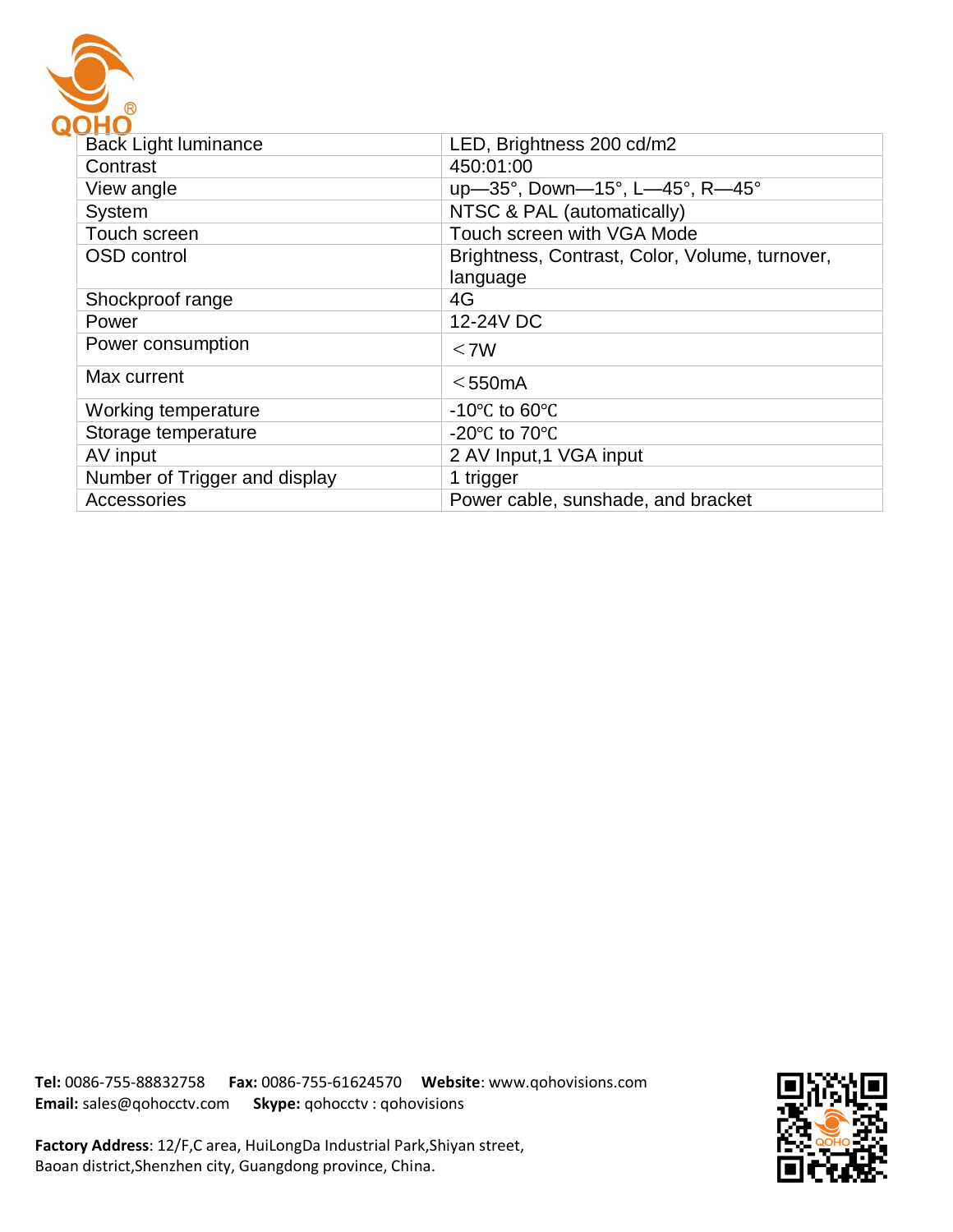| Back Light luminance | LED, Brightness 200 cd/m2 |
| --- | --- |
| Contrast | 450:01:00 |
| View angle | up—35°, Down—15°, L—45°, R—45° |
| System | NTSC & PAL (automatically) |
| Touch screen | Touch screen with VGA Mode |
| OSD control | Brightness, Contrast, Color, Volume, turnover, language |
| Shockproof range | 4G |
| Power | 12-24V DC |
| Power consumption | ＜7W |
| Max current | ＜550mA |
| Working temperature | -10℃ to 60℃ |
| Storage temperature | -20℃ to 70℃ |
| AV input | 2 AV Input,1 VGA input |
| Number of Trigger and display | 1 trigger |
| Accessories | Power cable, sunshade, and bracket |

**Tel:** 0086-755-88832758 **Fax:** 0086-755-61624570 **Website**: www.qohovisions.com
**Email:** sales@qohocctv.com **Skype:** qohocctv : qohovisions

**Factory Address**: 12/F,C area, HuiLongDa Industrial Park,Shiyan street,
Baoan district,Shenzhen city, Guangdong province, China.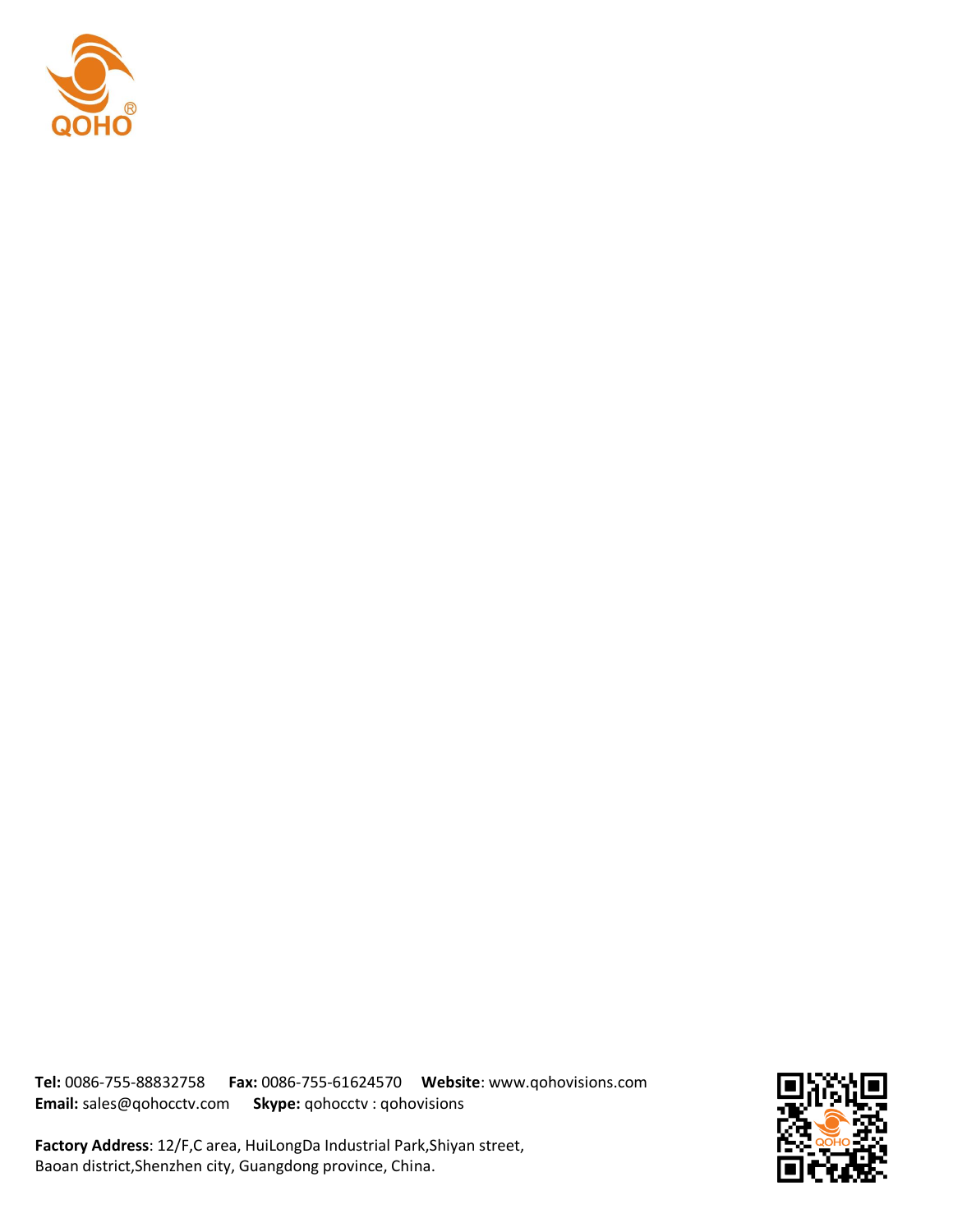**Tel:** 0086-755-88832758 **Fax:** 0086-755-61624570 **Website**: www.qohovisions.com
**Email:** sales@qohocctv.com **Skype:** qohocctv : qohovisions

**Factory Address**: 12/F,C area, HuiLongDa Industrial Park,Shiyan street, Baoan district,Shenzhen city, Guangdong province, China.